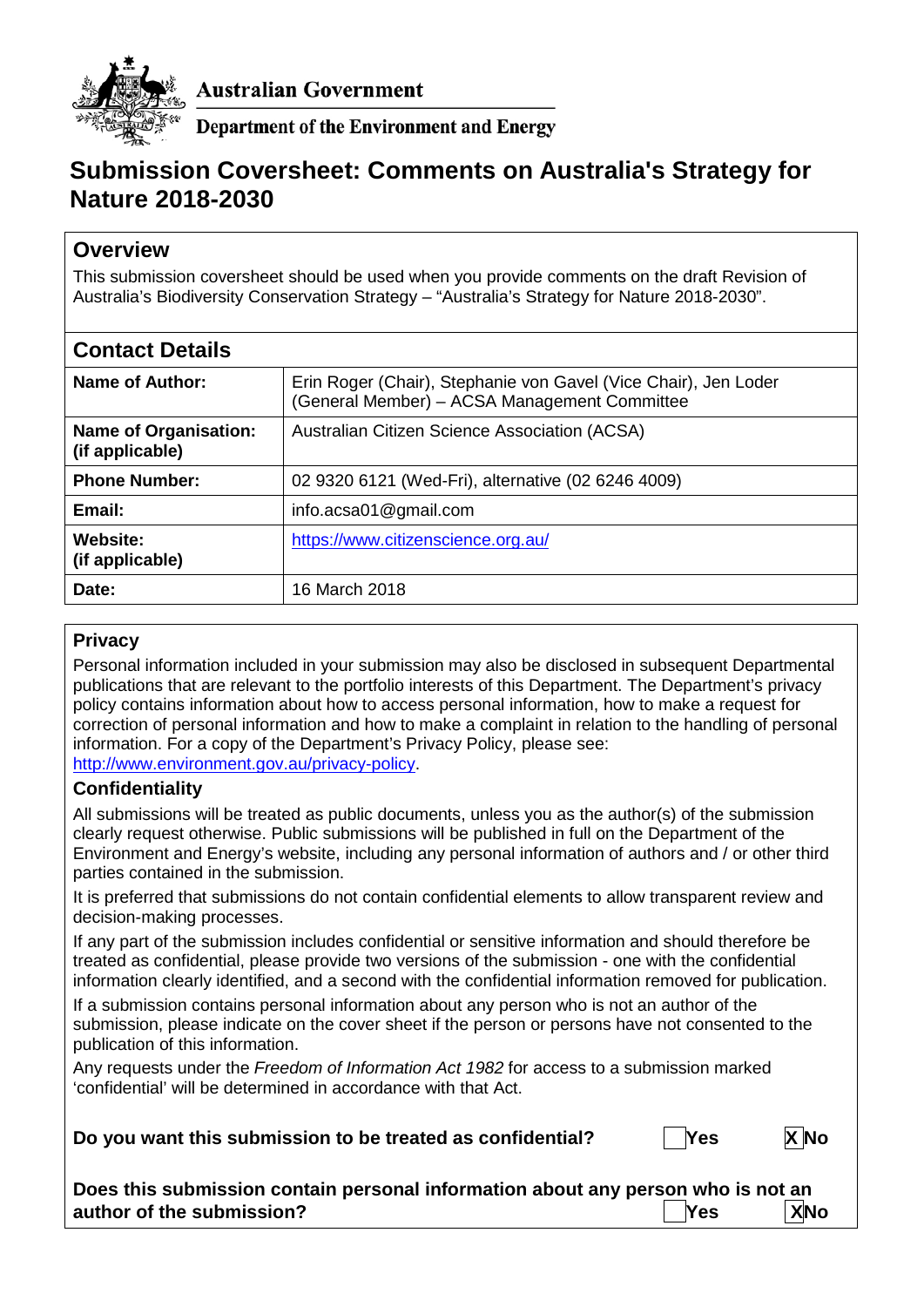Australian Government

Department of the Environment and Energy

# Submission Coversheet: Comments on Australia's Strategy for Nature 2018-2030

## Overview

This submission coversheet should be used when you provide comments on the draft Revision of Australia's Biodiversity Conservation Strategy – "Australia's Strategy for Nature 2018-2030".

## Contact Details

| | |
|---|---|
| **Name of Author:** | Erin Roger (Chair), Stephanie von Gavel (Vice Chair), Jen Loder (General Member) – ACSA Management Committee |
| **Name of Organisation: (if applicable)** | Australian Citizen Science Association (ACSA) |
| **Phone Number:** | 02 9320 6121 (Wed-Fri), alternative (02 6246 4009) |
| **Email:** | info.acsa01@gmail.com |
| **Website: (if applicable)** | https://www.citizenscience.org.au/ |
| **Date:** | 16 March 2018 |

### Privacy

Personal information included in your submission may also be disclosed in subsequent Departmental publications that are relevant to the portfolio interests of this Department. The Department's privacy policy contains information about how to access personal information, how to make a request for correction of personal information and how to make a complaint in relation to the handling of personal information. For a copy of the Department's Privacy Policy, please see: http://www.environment.gov.au/privacy-policy.

### Confidentiality

All submissions will be treated as public documents, unless you as the author(s) of the submission clearly request otherwise. Public submissions will be published in full on the Department of the Environment and Energy's website, including any personal information of authors and / or other third parties contained in the submission.

It is preferred that submissions do not contain confidential elements to allow transparent review and decision-making processes.

If any part of the submission includes confidential or sensitive information and should therefore be treated as confidential, please provide two versions of the submission - one with the confidential information clearly identified, and a second with the confidential information removed for publication.

If a submission contains personal information about any person who is not an author of the submission, please indicate on the cover sheet if the person or persons have not consented to the publication of this information.

Any requests under the *Freedom of Information Act 1982* for access to a submission marked 'confidential' will be determined in accordance with that Act.

**Do you want this submission to be treated as confidential?** ☐ **Yes** ☒ **No**

**Does this submission contain personal information about any person who is not an author of the submission?** ☐ **Yes** ☒ **No**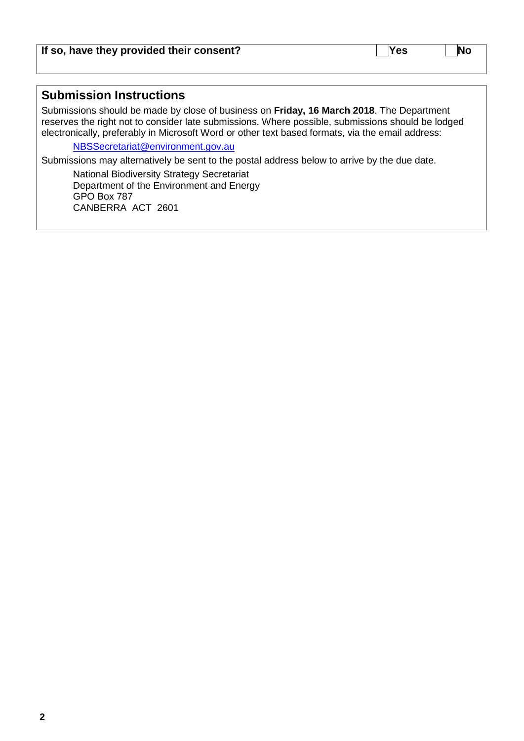| If so, have they provided their consent? | ☐ Yes | ☐ No |
| --- | --- | --- |

## Submission Instructions

Submissions should be made by close of business on **Friday, 16 March 2018**. The Department reserves the right not to consider late submissions. Where possible, submissions should be lodged electronically, preferably in Microsoft Word or other text based formats, via the email address:

NBSSecretariat@environment.gov.au

Submissions may alternatively be sent to the postal address below to arrive by the due date.

National Biodiversity Strategy Secretariat
Department of the Environment and Energy
GPO Box 787
CANBERRA ACT 2601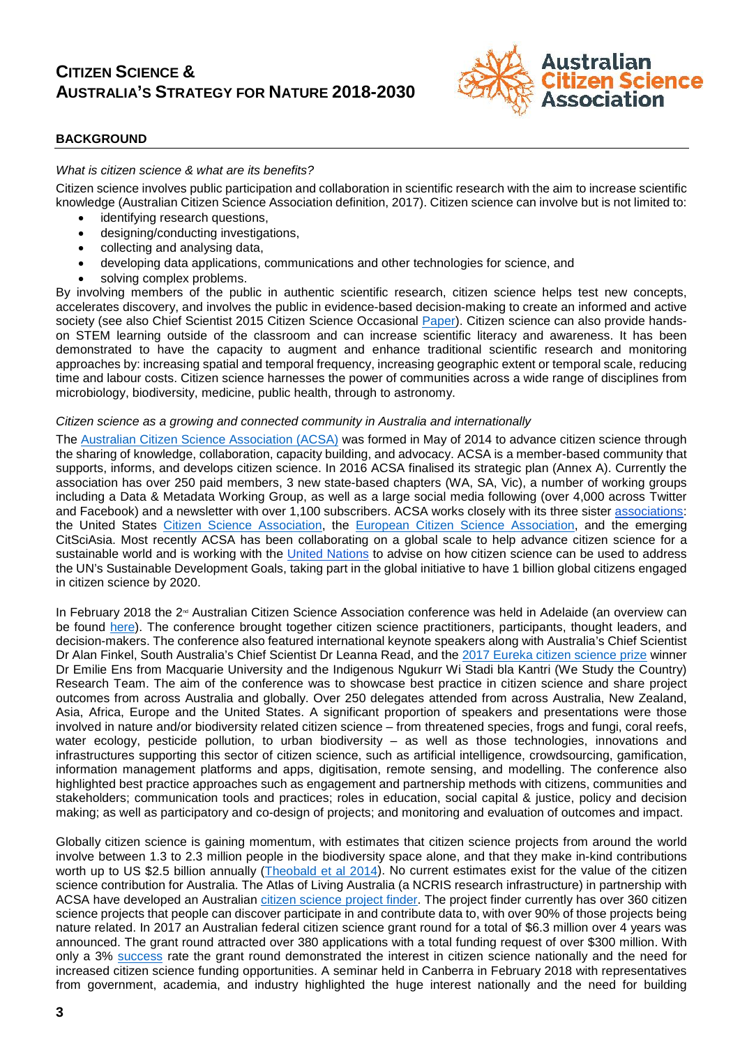# CITIZEN SCIENCE & AUSTRALIA'S STRATEGY FOR NATURE 2018-2030

## BACKGROUND

*What is citizen science & what are its benefits?*

Citizen science involves public participation and collaboration in scientific research with the aim to increase scientific knowledge (Australian Citizen Science Association definition, 2017). Citizen science can involve but is not limited to:

- identifying research questions,
- designing/conducting investigations,
- collecting and analysing data,
- developing data applications, communications and other technologies for science, and
- solving complex problems.

By involving members of the public in authentic scientific research, citizen science helps test new concepts, accelerates discovery, and involves the public in evidence-based decision-making to create an informed and active society (see also Chief Scientist 2015 Citizen Science Occasional Paper). Citizen science can also provide hands-on STEM learning outside of the classroom and can increase scientific literacy and awareness. It has been demonstrated to have the capacity to augment and enhance traditional scientific research and monitoring approaches by: increasing spatial and temporal frequency, increasing geographic extent or temporal scale, reducing time and labour costs. Citizen science harnesses the power of communities across a wide range of disciplines from microbiology, biodiversity, medicine, public health, through to astronomy.

*Citizen science as a growing and connected community in Australia and internationally*

The Australian Citizen Science Association (ACSA) was formed in May of 2014 to advance citizen science through the sharing of knowledge, collaboration, capacity building, and advocacy. ACSA is a member-based community that supports, informs, and develops citizen science. In 2016 ACSA finalised its strategic plan (Annex A). Currently the association has over 250 paid members, 3 new state-based chapters (WA, SA, Vic), a number of working groups including a Data & Metadata Working Group, as well as a large social media following (over 4,000 across Twitter and Facebook) and a newsletter with over 1,100 subscribers. ACSA works closely with its three sister associations: the United States Citizen Science Association, the European Citizen Science Association, and the emerging CitSciAsia. Most recently ACSA has been collaborating on a global scale to help advance citizen science for a sustainable world and is working with the United Nations to advise on how citizen science can be used to address the UN's Sustainable Development Goals, taking part in the global initiative to have 1 billion global citizens engaged in citizen science by 2020.

In February 2018 the 2nd Australian Citizen Science Association conference was held in Adelaide (an overview can be found here). The conference brought together citizen science practitioners, participants, thought leaders, and decision-makers. The conference also featured international keynote speakers along with Australia's Chief Scientist Dr Alan Finkel, South Australia's Chief Scientist Dr Leanna Read, and the 2017 Eureka citizen science prize winner Dr Emilie Ens from Macquarie University and the Indigenous Ngukurr Wi Stadi bla Kantri (We Study the Country) Research Team. The aim of the conference was to showcase best practice in citizen science and share project outcomes from across Australia and globally. Over 250 delegates attended from across Australia, New Zealand, Asia, Africa, Europe and the United States. A significant proportion of speakers and presentations were those involved in nature and/or biodiversity related citizen science – from threatened species, frogs and fungi, coral reefs, water ecology, pesticide pollution, to urban biodiversity – as well as those technologies, innovations and infrastructures supporting this sector of citizen science, such as artificial intelligence, crowdsourcing, gamification, information management platforms and apps, digitisation, remote sensing, and modelling. The conference also highlighted best practice approaches such as engagement and partnership methods with citizens, communities and stakeholders; communication tools and practices; roles in education, social capital & justice, policy and decision making; as well as participatory and co-design of projects; and monitoring and evaluation of outcomes and impact.

Globally citizen science is gaining momentum, with estimates that citizen science projects from around the world involve between 1.3 to 2.3 million people in the biodiversity space alone, and that they make in-kind contributions worth up to US $2.5 billion annually (Theobald et al 2014). No current estimates exist for the value of the citizen science contribution for Australia. The Atlas of Living Australia (a NCRIS research infrastructure) in partnership with ACSA have developed an Australian citizen science project finder. The project finder currently has over 360 citizen science projects that people can discover participate in and contribute data to, with over 90% of those projects being nature related. In 2017 an Australian federal citizen science grant round for a total of $6.3 million over 4 years was announced. The grant round attracted over 380 applications with a total funding request of over $300 million. With only a 3% success rate the grant round demonstrated the interest in citizen science nationally and the need for increased citizen science funding opportunities. A seminar held in Canberra in February 2018 with representatives from government, academia, and industry highlighted the huge interest nationally and the need for building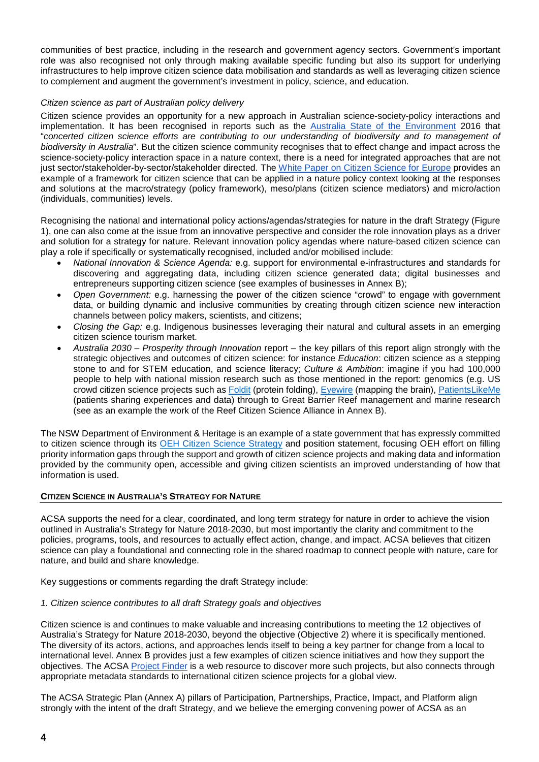communities of best practice, including in the research and government agency sectors. Government's important role was also recognised not only through making available specific funding but also its support for underlying infrastructures to help improve citizen science data mobilisation and standards as well as leveraging citizen science to complement and augment the government's investment in policy, science, and education.

*Citizen science as part of Australian policy delivery*

Citizen science provides an opportunity for a new approach in Australian science-society-policy interactions and implementation. It has been recognised in reports such as the Australia State of the Environment 2016 that "*concerted citizen science efforts are contributing to our understanding of biodiversity and to management of biodiversity in Australia*". But the citizen science community recognises that to effect change and impact across the science-society-policy interaction space in a nature context, there is a need for integrated approaches that are not just sector/stakeholder-by-sector/stakeholder directed. The White Paper on Citizen Science for Europe provides an example of a framework for citizen science that can be applied in a nature policy context looking at the responses and solutions at the macro/strategy (policy framework), meso/plans (citizen science mediators) and micro/action (individuals, communities) levels.

Recognising the national and international policy actions/agendas/strategies for nature in the draft Strategy (Figure 1), one can also come at the issue from an innovative perspective and consider the role innovation plays as a driver and solution for a strategy for nature. Relevant innovation policy agendas where nature-based citizen science can play a role if specifically or systematically recognised, included and/or mobilised include:

- *National Innovation & Science Agenda:* e.g. support for environmental e-infrastructures and standards for discovering and aggregating data, including citizen science generated data; digital businesses and entrepreneurs supporting citizen science (see examples of businesses in Annex B);
- *Open Government:* e.g. harnessing the power of the citizen science "crowd" to engage with government data, or building dynamic and inclusive communities by creating through citizen science new interaction channels between policy makers, scientists, and citizens;
- *Closing the Gap:* e.g. Indigenous businesses leveraging their natural and cultural assets in an emerging citizen science tourism market.
- *Australia 2030 – Prosperity through Innovation* report – the key pillars of this report align strongly with the strategic objectives and outcomes of citizen science: for instance *Education*: citizen science as a stepping stone to and for STEM education, and science literacy; *Culture & Ambition*: imagine if you had 100,000 people to help with national mission research such as those mentioned in the report: genomics (e.g. US crowd citizen science projects such as Foldit (protein folding), Eyewire (mapping the brain), PatientsLikeMe (patients sharing experiences and data) through to Great Barrier Reef management and marine research (see as an example the work of the Reef Citizen Science Alliance in Annex B).

The NSW Department of Environment & Heritage is an example of a state government that has expressly committed to citizen science through its OEH Citizen Science Strategy and position statement, focusing OEH effort on filling priority information gaps through the support and growth of citizen science projects and making data and information provided by the community open, accessible and giving citizen scientists an improved understanding of how that information is used.

## CITIZEN SCIENCE IN AUSTRALIA'S STRATEGY FOR NATURE

ACSA supports the need for a clear, coordinated, and long term strategy for nature in order to achieve the vision outlined in Australia's Strategy for Nature 2018-2030, but most importantly the clarity and commitment to the policies, programs, tools, and resources to actually effect action, change, and impact. ACSA believes that citizen science can play a foundational and connecting role in the shared roadmap to connect people with nature, care for nature, and build and share knowledge.

Key suggestions or comments regarding the draft Strategy include:

*1. Citizen science contributes to all draft Strategy goals and objectives*

Citizen science is and continues to make valuable and increasing contributions to meeting the 12 objectives of Australia's Strategy for Nature 2018-2030, beyond the objective (Objective 2) where it is specifically mentioned. The diversity of its actors, actions, and approaches lends itself to being a key partner for change from a local to international level. Annex B provides just a few examples of citizen science initiatives and how they support the objectives. The ACSA Project Finder is a web resource to discover more such projects, but also connects through appropriate metadata standards to international citizen science projects for a global view.

The ACSA Strategic Plan (Annex A) pillars of Participation, Partnerships, Practice, Impact, and Platform align strongly with the intent of the draft Strategy, and we believe the emerging convening power of ACSA as an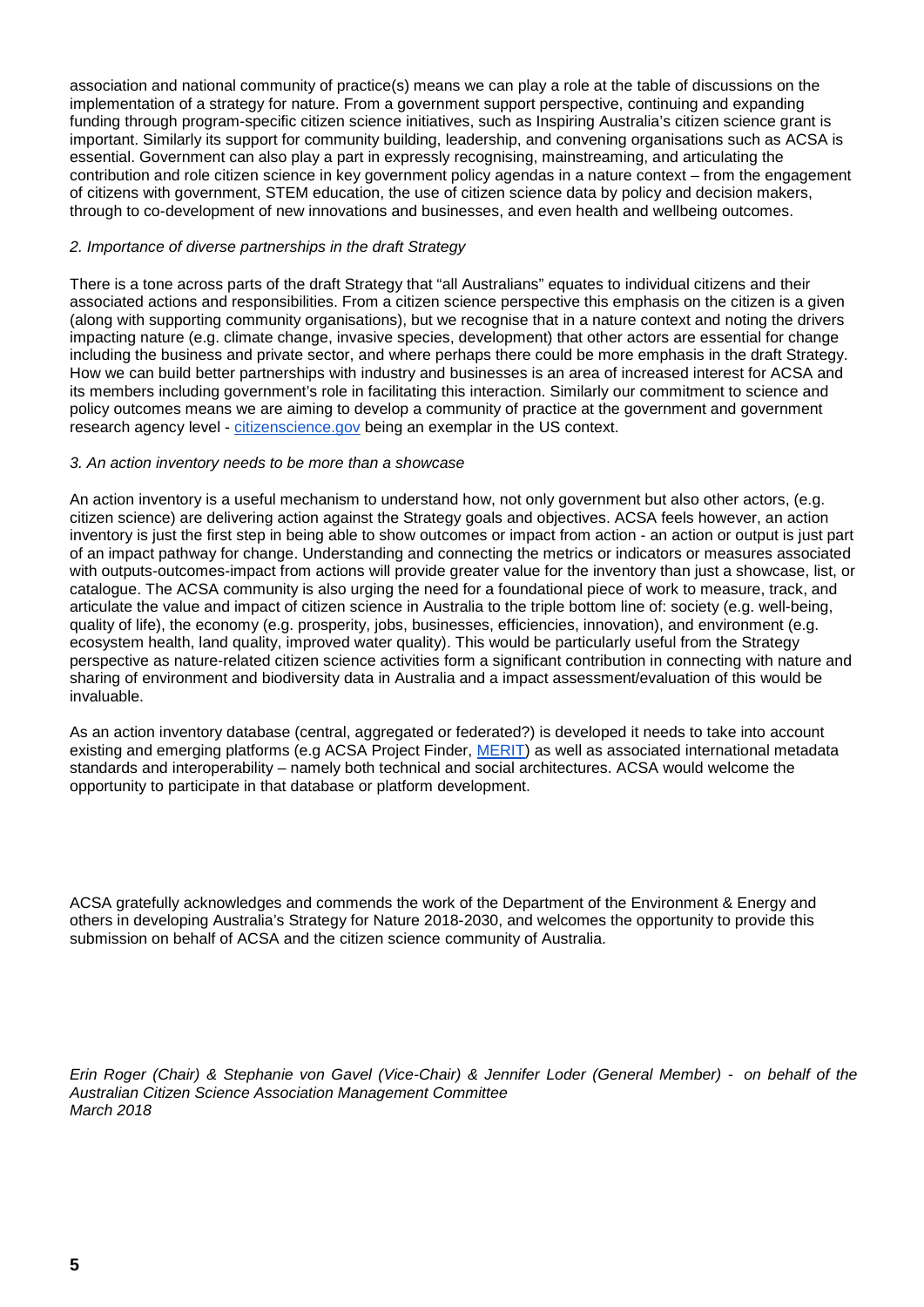association and national community of practice(s) means we can play a role at the table of discussions on the implementation of a strategy for nature. From a government support perspective, continuing and expanding funding through program-specific citizen science initiatives, such as Inspiring Australia's citizen science grant is important. Similarly its support for community building, leadership, and convening organisations such as ACSA is essential. Government can also play a part in expressly recognising, mainstreaming, and articulating the contribution and role citizen science in key government policy agendas in a nature context – from the engagement of citizens with government, STEM education, the use of citizen science data by policy and decision makers, through to co-development of new innovations and businesses, and even health and wellbeing outcomes.

*2. Importance of diverse partnerships in the draft Strategy*

There is a tone across parts of the draft Strategy that "all Australians" equates to individual citizens and their associated actions and responsibilities. From a citizen science perspective this emphasis on the citizen is a given (along with supporting community organisations), but we recognise that in a nature context and noting the drivers impacting nature (e.g. climate change, invasive species, development) that other actors are essential for change including the business and private sector, and where perhaps there could be more emphasis in the draft Strategy. How we can build better partnerships with industry and businesses is an area of increased interest for ACSA and its members including government's role in facilitating this interaction. Similarly our commitment to science and policy outcomes means we are aiming to develop a community of practice at the government and government research agency level - [citizenscience.gov](citizenscience.gov) being an exemplar in the US context.

*3. An action inventory needs to be more than a showcase*

An action inventory is a useful mechanism to understand how, not only government but also other actors, (e.g. citizen science) are delivering action against the Strategy goals and objectives. ACSA feels however, an action inventory is just the first step in being able to show outcomes or impact from action - an action or output is just part of an impact pathway for change. Understanding and connecting the metrics or indicators or measures associated with outputs-outcomes-impact from actions will provide greater value for the inventory than just a showcase, list, or catalogue. The ACSA community is also urging the need for a foundational piece of work to measure, track, and articulate the value and impact of citizen science in Australia to the triple bottom line of: society (e.g. well-being, quality of life), the economy (e.g. prosperity, jobs, businesses, efficiencies, innovation), and environment (e.g. ecosystem health, land quality, improved water quality). This would be particularly useful from the Strategy perspective as nature-related citizen science activities form a significant contribution in connecting with nature and sharing of environment and biodiversity data in Australia and a impact assessment/evaluation of this would be invaluable.

As an action inventory database (central, aggregated or federated?) is developed it needs to take into account existing and emerging platforms (e.g ACSA Project Finder, MERIT) as well as associated international metadata standards and interoperability – namely both technical and social architectures. ACSA would welcome the opportunity to participate in that database or platform development.

ACSA gratefully acknowledges and commends the work of the Department of the Environment & Energy and others in developing Australia's Strategy for Nature 2018-2030, and welcomes the opportunity to provide this submission on behalf of ACSA and the citizen science community of Australia.

*Erin Roger (Chair) & Stephanie von Gavel (Vice-Chair) & Jennifer Loder (General Member) - on behalf of the Australian Citizen Science Association Management Committee*
*March 2018*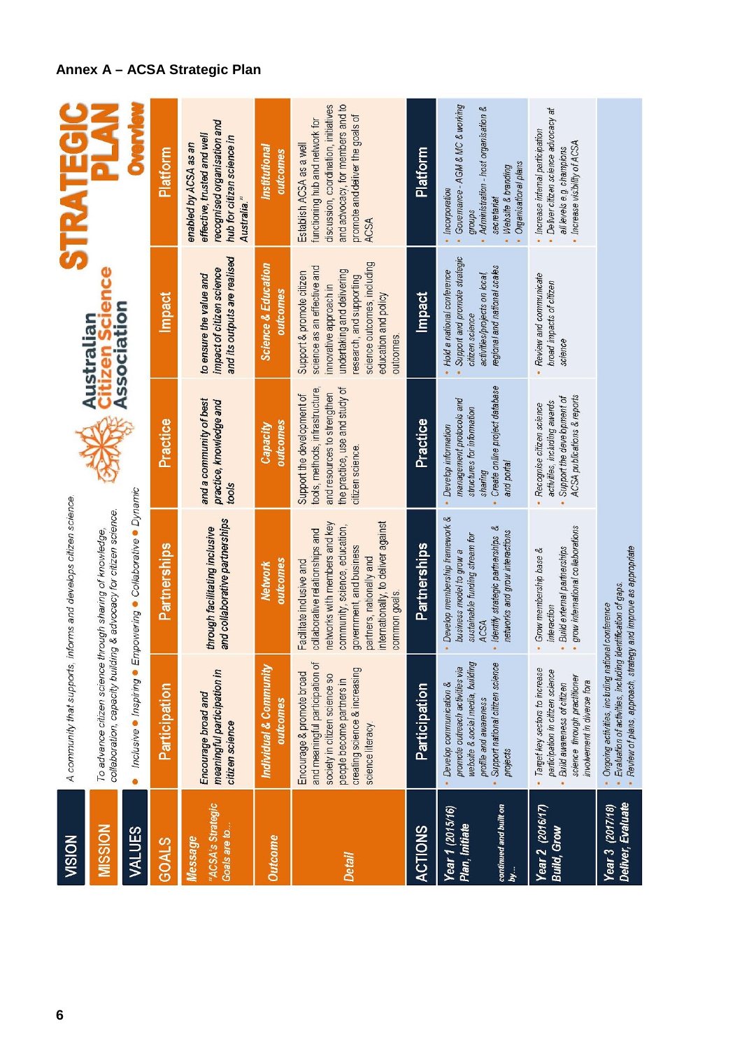## Annex A – ACSA Strategic Plan

**STRATEGIC PLAN Overview**

**Australian Citizen Science Association**

**VISION:** A community that supports, informs and develops citizen science.

**MISSION:** To advance citizen science through sharing of knowledge, collaboration, capacity building & advocacy for citizen science.

**VALUES:** Inclusive • Inspiring • Empowering • Collaborative • Dynamic

| GOALS | Participation | Partnerships | Practice | Impact | Platform |
|---|---|---|---|---|---|
| *Message* "ACSA's Strategic Goals are to..." | *Encourage broad and meaningful participation in citizen science* | *through facilitating inclusive and collaborative partnerships* | *and a community of best practice, knowledge and tools* | *to ensure the value and impact of citizen science and its outputs are realised* | *enabled by ACSA as an effective, trusted and well recognised organisation and hub for citizen science in Australia."* |
| *Outcome* | *Individual & Community outcomes* | *Network outcomes* | *Capacity outcomes* | *Science & Education outcomes* | *Institutional outcomes* |
| *Detail* | Encourage & promote broad and meaningful participation of society in citizen science so people become partners in creating science & increasing science literacy. | Facilitate inclusive and collaborative relationships and networks with members and key community, science, education, government, and business partners, nationally and internationally, to deliver against common goals. | Support the development of tools, methods, infrastructure, and resources to strengthen the practice, use and study of citizen science. | Support & promote citizen science as an effective and innovative approach in undertaking and delivering research, and supporting science outcomes, including education and policy outcomes. | Establish ACSA as a well functioning hub and network for discussion, coordination, initiatives and advocacy, for members and to promote and deliver the goals of ACSA |

| ACTIONS | Participation | Partnerships | Practice | Impact | Platform |
|---|---|---|---|---|---|
| *Year 1 (2015/16) Plan, Initiate* *continued and built on by...* | • Develop communication & promote outreach activities via website & social media, building profile and awareness • Support national citizen science projects | • Develop membership framework & business model to grow a sustainable funding stream for ACSA • Identify strategic partnerships & networks and grow interactions | • Develop information management protocols and structures for information sharing • Create online project database and portal | • Hold a national conference • Support and promote strategic citizen science activities/projects on local, regional and national scales | • Incorporation • Governance - AGM & MC & working groups • Administration - host organisation & secretariat • Website & branding • Organisational plans |
| *Year 2 (2016/17) Build, Grow* | • Target key sectors to increase participation in citizen science • Build awareness of citizen science through practitioner involvement in diverse fora | • Grow membership base & interaction • Build external partnerships • grow international collaborations | • Recognise citizen science activities, including awards • Support the development of ACSA publications & reports | • Review and communicate broad impacts of citizen science | • Increase internal participation • Deliver citizen science advocacy at all levels e.g. champions • Increase visibility of ACSA |
| *Year 3 (2017/18) Deliver, Evaluate* | • Ongoing activities, including national conference • Evaluation of activities, including identification of gaps. • Review of plans, approach, strategy and improve as appropriate | | | | |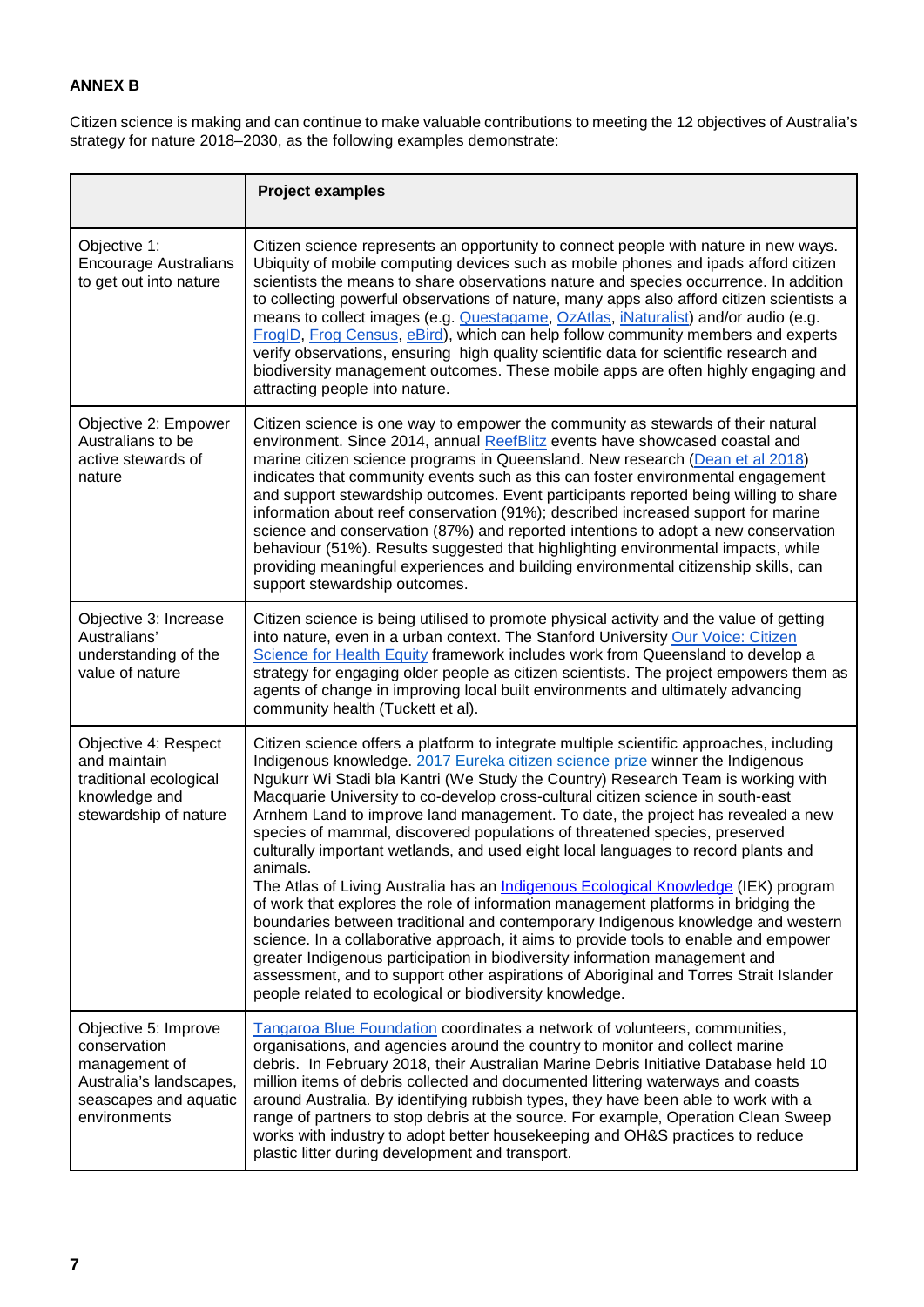**ANNEX B**

Citizen science is making and can continue to make valuable contributions to meeting the 12 objectives of Australia's strategy for nature 2018–2030, as the following examples demonstrate:

| | **Project examples** |
|---|---|
| Objective 1: Encourage Australians to get out into nature | Citizen science represents an opportunity to connect people with nature in new ways. Ubiquity of mobile computing devices such as mobile phones and ipads afford citizen scientists the means to share observations nature and species occurrence. In addition to collecting powerful observations of nature, many apps also afford citizen scientists a means to collect images (e.g. Questagame, OzAtlas, iNaturalist) and/or audio (e.g. FrogID, Frog Census, eBird), which can help follow community members and experts verify observations, ensuring high quality scientific data for scientific research and biodiversity management outcomes. These mobile apps are often highly engaging and attracting people into nature. |
| Objective 2: Empower Australians to be active stewards of nature | Citizen science is one way to empower the community as stewards of their natural environment. Since 2014, annual ReefBlitz events have showcased coastal and marine citizen science programs in Queensland. New research (Dean et al 2018) indicates that community events such as this can foster environmental engagement and support stewardship outcomes. Event participants reported being willing to share information about reef conservation (91%); described increased support for marine science and conservation (87%) and reported intentions to adopt a new conservation behaviour (51%). Results suggested that highlighting environmental impacts, while providing meaningful experiences and building environmental citizenship skills, can support stewardship outcomes. |
| Objective 3: Increase Australians' understanding of the value of nature | Citizen science is being utilised to promote physical activity and the value of getting into nature, even in a urban context. The Stanford University Our Voice: Citizen Science for Health Equity framework includes work from Queensland to develop a strategy for engaging older people as citizen scientists. The project empowers them as agents of change in improving local built environments and ultimately advancing community health (Tuckett et al). |
| Objective 4: Respect and maintain traditional ecological knowledge and stewardship of nature | Citizen science offers a platform to integrate multiple scientific approaches, including Indigenous knowledge. 2017 Eureka citizen science prize winner the Indigenous Ngukurr Wi Stadi bla Kantri (We Study the Country) Research Team is working with Macquarie University to co-develop cross-cultural citizen science in south-east Arnhem Land to improve land management. To date, the project has revealed a new species of mammal, discovered populations of threatened species, preserved culturally important wetlands, and used eight local languages to record plants and animals.<br>The Atlas of Living Australia has an Indigenous Ecological Knowledge (IEK) program of work that explores the role of information management platforms in bridging the boundaries between traditional and contemporary Indigenous knowledge and western science. In a collaborative approach, it aims to provide tools to enable and empower greater Indigenous participation in biodiversity information management and assessment, and to support other aspirations of Aboriginal and Torres Strait Islander people related to ecological or biodiversity knowledge. |
| Objective 5: Improve conservation management of Australia's landscapes, seascapes and aquatic environments | Tangaroa Blue Foundation coordinates a network of volunteers, communities, organisations, and agencies around the country to monitor and collect marine debris. In February 2018, their Australian Marine Debris Initiative Database held 10 million items of debris collected and documented littering waterways and coasts around Australia. By identifying rubbish types, they have been able to work with a range of partners to stop debris at the source. For example, Operation Clean Sweep works with industry to adopt better housekeeping and OH&S practices to reduce plastic litter during development and transport. |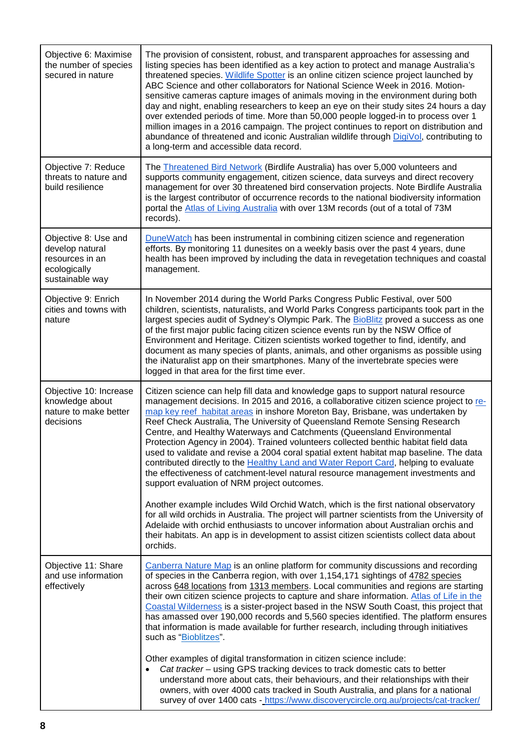| | |
|---|---|
| Objective 6: Maximise the number of species secured in nature | The provision of consistent, robust, and transparent approaches for assessing and listing species has been identified as a key action to protect and manage Australia's threatened species. [Wildlife Spotter](#) is an online citizen science project launched by ABC Science and other collaborators for National Science Week in 2016. Motion-sensitive cameras capture images of animals moving in the environment during both day and night, enabling researchers to keep an eye on their study sites 24 hours a day over extended periods of time. More than 50,000 people logged-in to process over 1 million images in a 2016 campaign. The project continues to report on distribution and abundance of threatened and iconic Australian wildlife through [DigiVol](#), contributing to a long-term and accessible data record. |
| Objective 7: Reduce threats to nature and build resilience | The [Threatened Bird Network](#) (Birdlife Australia) has over 5,000 volunteers and supports community engagement, citizen science, data surveys and direct recovery management for over 30 threatened bird conservation projects. Note Birdlife Australia is the largest contributor of occurrence records to the national biodiversity information portal the [Atlas of Living Australia](#) with over 13M records (out of a total of 73M records). |
| Objective 8: Use and develop natural resources in an ecologically sustainable way | [DuneWatch](#) has been instrumental in combining citizen science and regeneration efforts. By monitoring 11 dunesites on a weekly basis over the past 4 years, dune health has been improved by including the data in revegetation techniques and coastal management. |
| Objective 9: Enrich cities and towns with nature | In November 2014 during the World Parks Congress Public Festival, over 500 children, scientists, naturalists, and World Parks Congress participants took part in the largest species audit of Sydney's Olympic Park. The [BioBlitz](#) proved a success as one of the first major public facing citizen science events run by the NSW Office of Environment and Heritage. Citizen scientists worked together to find, identify, and document as many species of plants, animals, and other organisms as possible using the iNaturalist app on their smartphones. Many of the invertebrate species were logged in that area for the first time ever. |
| Objective 10: Increase knowledge about nature to make better decisions | Citizen science can help fill data and knowledge gaps to support natural resource management decisions. In 2015 and 2016, a collaborative citizen science project to [re-map key reef habitat areas](#) in inshore Moreton Bay, Brisbane, was undertaken by Reef Check Australia, The University of Queensland Remote Sensing Research Centre, and Healthy Waterways and Catchments (Queensland Environmental Protection Agency in 2004). Trained volunteers collected benthic habitat field data used to validate and revise a 2004 coral spatial extent habitat map baseline. The data contributed directly to the [Healthy Land and Water Report Card](#), helping to evaluate the effectiveness of catchment-level natural resource management investments and support evaluation of NRM project outcomes.<br><br>Another example includes Wild Orchid Watch, which is the first national observatory for all wild orchids in Australia. The project will partner scientists from the University of Adelaide with orchid enthusiasts to uncover information about Australian orchis and their habitats. An app is in development to assist citizen scientists collect data about orchids. |
| Objective 11: Share and use information effectively | [Canberra Nature Map](#) is an online platform for community discussions and recording of species in the Canberra region, with over 1,154,171 sightings of 4782 species across 648 locations from 1313 members. Local communities and regions are starting their own citizen science projects to capture and share information. [Atlas of Life in the Coastal Wilderness](#) is a sister-project based in the NSW South Coast, this project that has amassed over 190,000 records and 5,560 species identified. The platform ensures that information is made available for further research, including through initiatives such as "[Bioblitzes](#)".<br><br>Other examples of digital transformation in citizen science include:<br>• *Cat tracker* – using GPS tracking devices to track domestic cats to better understand more about cats, their behaviours, and their relationships with their owners, with over 4000 cats tracked in South Australia, and plans for a national survey of over 1400 cats - https://www.discoverycircle.org.au/projects/cat-tracker/ |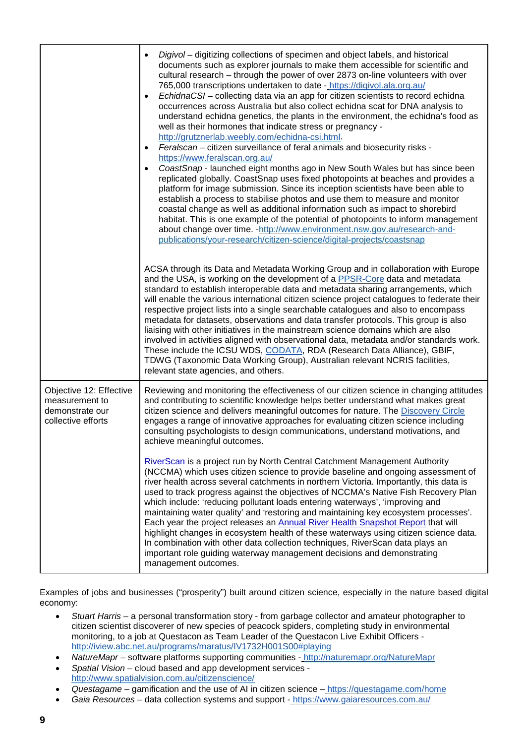| | |
|---|---|
| | • *Digivol* – digitizing collections of specimen and object labels, and historical documents such as explorer journals to make them accessible for scientific and cultural research – through the power of over 2873 on-line volunteers with over 765,000 transcriptions undertaken to date - https://digivol.ala.org.au/<br>• *EchidnaCSI* – collecting data via an app for citizen scientists to record echidna occurrences across Australia but also collect echidna scat for DNA analysis to understand echidna genetics, the plants in the environment, the echidna's food as well as their hormones that indicate stress or pregnancy - http://grutznerlab.weebly.com/echidna-csi.html.<br>• *Feralscan* – citizen surveillance of feral animals and biosecurity risks - https://www.feralscan.org.au/<br>• *CoastSnap* - launched eight months ago in New South Wales but has since been replicated globally. CoastSnap uses fixed photopoints at beaches and provides a platform for image submission. Since its inception scientists have been able to establish a process to stabilise photos and use them to measure and monitor coastal change as well as additional information such as impact to shorebird habitat. This is one example of the potential of photopoints to inform management about change over time. -http://www.environment.nsw.gov.au/research-and-publications/your-research/citizen-science/digital-projects/coastsnap<br><br>ACSA through its Data and Metadata Working Group and in collaboration with Europe and the USA, is working on the development of a PPSR-Core data and metadata standard to establish interoperable data and metadata sharing arrangements, which will enable the various international citizen science project catalogues to federate their respective project lists into a single searchable catalogues and also to encompass metadata for datasets, observations and data transfer protocols. This group is also liaising with other initiatives in the mainstream science domains which are also involved in activities aligned with observational data, metadata and/or standards work. These include the ICSU WDS, CODATA, RDA (Research Data Alliance), GBIF, TDWG (Taxonomic Data Working Group), Australian relevant NCRIS facilities, relevant state agencies, and others. |
| Objective 12: Effective measurement to demonstrate our collective efforts | Reviewing and monitoring the effectiveness of our citizen science in changing attitudes and contributing to scientific knowledge helps better understand what makes great citizen science and delivers meaningful outcomes for nature. The Discovery Circle engages a range of innovative approaches for evaluating citizen science including consulting psychologists to design communications, understand motivations, and achieve meaningful outcomes.<br><br>RiverScan is a project run by North Central Catchment Management Authority (NCCMA) which uses citizen science to provide baseline and ongoing assessment of river health across several catchments in northern Victoria. Importantly, this data is used to track progress against the objectives of NCCMA's Native Fish Recovery Plan which include: 'reducing pollutant loads entering waterways', 'improving and maintaining water quality' and 'restoring and maintaining key ecosystem processes'. Each year the project releases an Annual River Health Snapshot Report that will highlight changes in ecosystem health of these waterways using citizen science data. In combination with other data collection techniques, RiverScan data plays an important role guiding waterway management decisions and demonstrating management outcomes. |

Examples of jobs and businesses ("prosperity") built around citizen science, especially in the nature based digital economy:

- *Stuart Harris* – a personal transformation story - from garbage collector and amateur photographer to citizen scientist discoverer of new species of peacock spiders, completing study in environmental monitoring, to a job at Questacon as Team Leader of the Questacon Live Exhibit Officers - http://iview.abc.net.au/programs/maratus/IV1732H001S00#playing
- *NatureMapr* – software platforms supporting communities - http://naturemapr.org/NatureMapr
- *Spatial Vision* – cloud based and app development services - http://www.spatialvision.com.au/citizenscience/
- *Questagame* – gamification and the use of AI in citizen science – https://questagame.com/home
- *Gaia Resources* – data collection systems and support - https://www.gaiaresources.com.au/